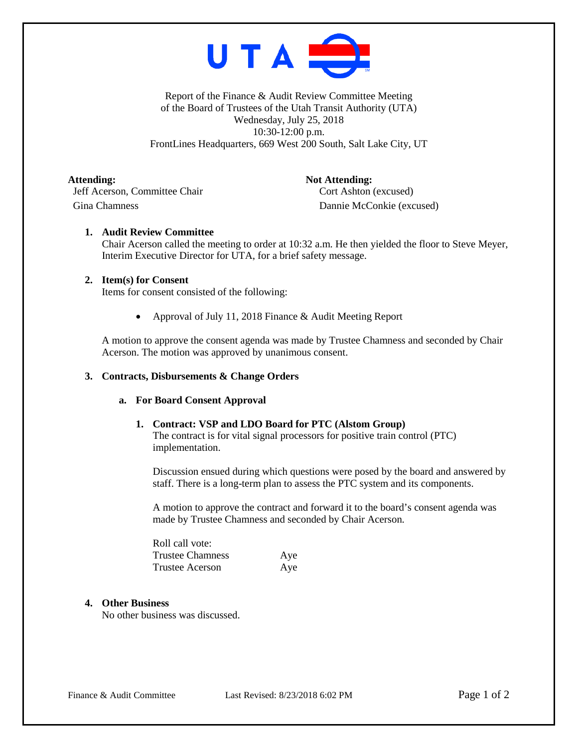Report of the Finance & Audit Review Committee Meeting
of the Board of Trustees of the Utah Transit Authority (UTA)
Wednesday, July 25, 2018
10:30-12:00 p.m.
FrontLines Headquarters, 669 West 200 South, Salt Lake City, UT

**Attending:**
Jeff Acerson, Committee Chair
Gina Chamness

**Not Attending:**
Cort Ashton (excused)
Dannie McConkie (excused)

1. **Audit Review Committee**
   Chair Acerson called the meeting to order at 10:32 a.m. He then yielded the floor to Steve Meyer, Interim Executive Director for UTA, for a brief safety message.

2. **Item(s) for Consent**
   Items for consent consisted of the following:

   - Approval of July 11, 2018 Finance & Audit Meeting Report

   A motion to approve the consent agenda was made by Trustee Chamness and seconded by Chair Acerson. The motion was approved by unanimous consent.

3. **Contracts, Disbursements & Change Orders**

   a. **For Board Consent Approval**

      1. **Contract: VSP and LDO Board for PTC (Alstom Group)**
         The contract is for vital signal processors for positive train control (PTC) implementation.

         Discussion ensued during which questions were posed by the board and answered by staff. There is a long-term plan to assess the PTC system and its components.

         A motion to approve the contract and forward it to the board's consent agenda was made by Trustee Chamness and seconded by Chair Acerson.

         Roll call vote:
         Trustee Chamness Aye
         Trustee Acerson Aye

4. **Other Business**
   No other business was discussed.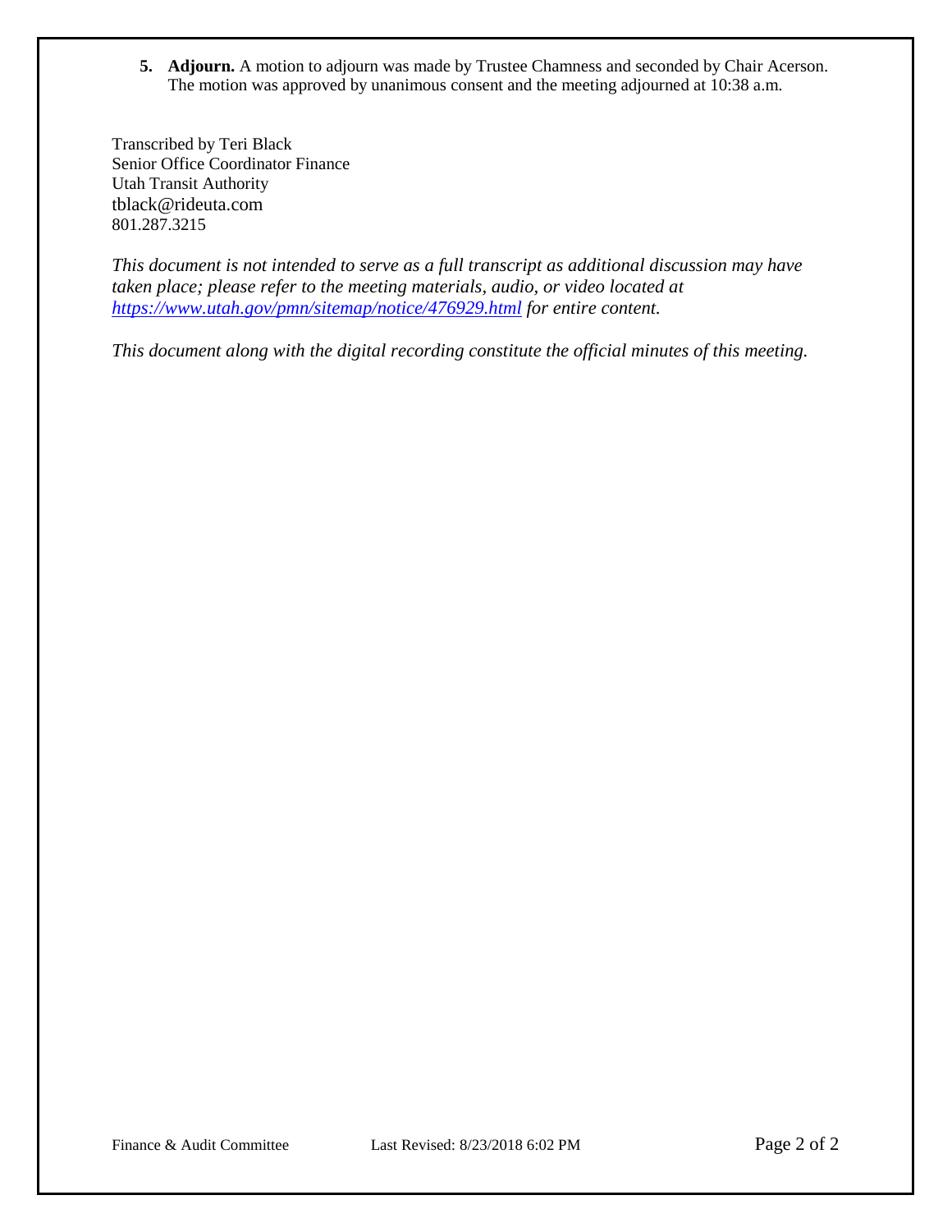5. **Adjourn.** A motion to adjourn was made by Trustee Chamness and seconded by Chair Acerson. The motion was approved by unanimous consent and the meeting adjourned at 10:38 a.m.

Transcribed by Teri Black
Senior Office Coordinator Finance
Utah Transit Authority
tblack@rideuta.com
801.287.3215

*This document is not intended to serve as a full transcript as additional discussion may have taken place; please refer to the meeting materials, audio, or video located at [https://www.utah.gov/pmn/sitemap/notice/476929.html](https://www.utah.gov/pmn/sitemap/notice/476929.html) for entire content.*

*This document along with the digital recording constitute the official minutes of this meeting.*